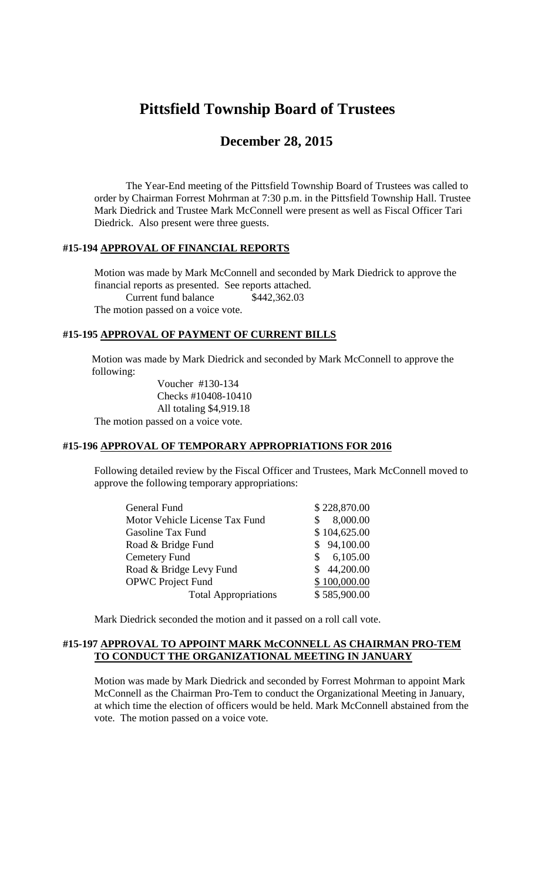# Pittsfield Township Board of Trustees

## December 28, 2015

The Year-End meeting of the Pittsfield Township Board of Trustees was called to order by Chairman Forrest Mohrman at 7:30 p.m. in the Pittsfield Township Hall. Trustee Mark Diedrick and Trustee Mark McConnell were present as well as Fiscal Officer Tari Diedrick. Also present were three guests.

### #15-194 APPROVAL OF FINANCIAL REPORTS

Motion was made by Mark McConnell and seconded by Mark Diedrick to approve the financial reports as presented. See reports attached.

Current fund balance $442,362.03

The motion passed on a voice vote.

### #15-195 APPROVAL OF PAYMENT OF CURRENT BILLS

Motion was made by Mark Diedrick and seconded by Mark McConnell to approve the following:

Voucher #130-134
Checks #10408-10410
All totaling $4,919.18

The motion passed on a voice vote.

### #15-196 APPROVAL OF TEMPORARY APPROPRIATIONS FOR 2016

Following detailed review by the Fiscal Officer and Trustees, Mark McConnell moved to approve the following temporary appropriations:

| | |
|---|---|
| General Fund | $ 228,870.00 |
| Motor Vehicle License Tax Fund | $ 8,000.00 |
| Gasoline Tax Fund | $ 104,625.00 |
| Road & Bridge Fund | $ 94,100.00 |
| Cemetery Fund | $ 6,105.00 |
| Road & Bridge Levy Fund | $ 44,200.00 |
| OPWC Project Fund | $ 100,000.00 |
| Total Appropriations | $ 585,900.00 |

Mark Diedrick seconded the motion and it passed on a roll call vote.

### #15-197 APPROVAL TO APPOINT MARK McCONNELL AS CHAIRMAN PRO-TEM TO CONDUCT THE ORGANIZATIONAL MEETING IN JANUARY

Motion was made by Mark Diedrick and seconded by Forrest Mohrman to appoint Mark McConnell as the Chairman Pro-Tem to conduct the Organizational Meeting in January, at which time the election of officers would be held. Mark McConnell abstained from the vote. The motion passed on a voice vote.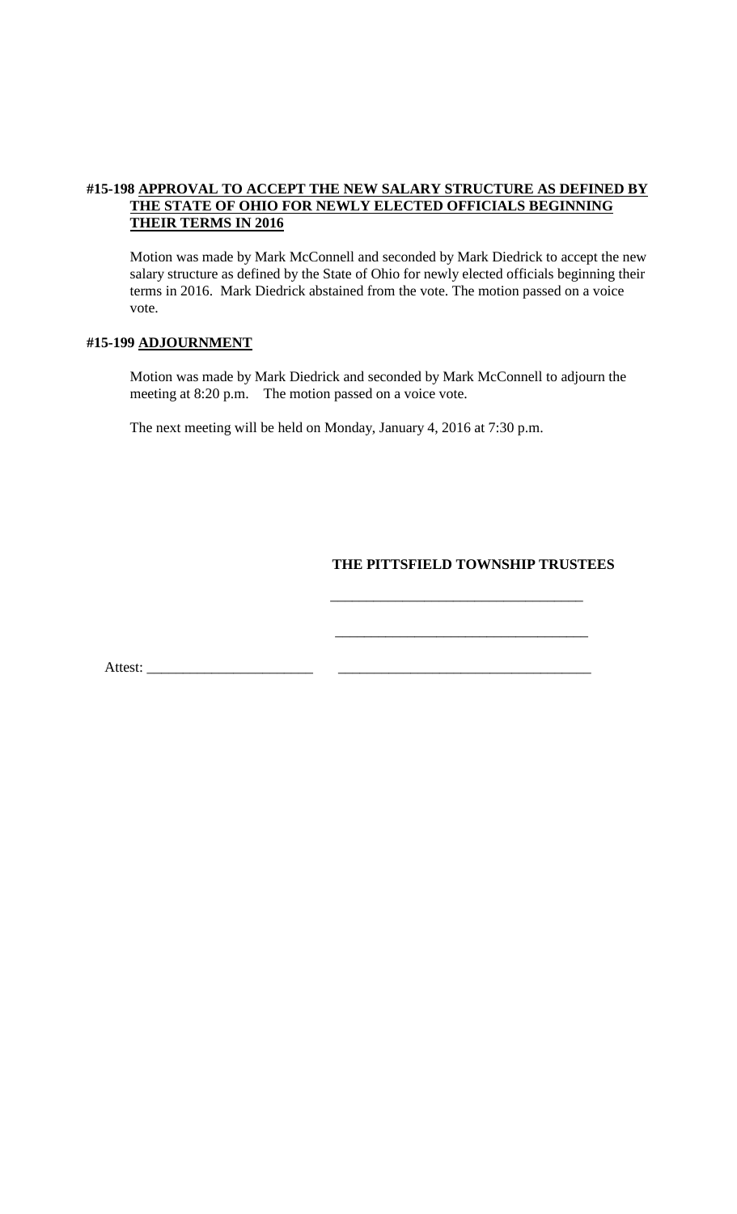**#15-198 <u>APPROVAL TO ACCEPT THE NEW SALARY STRUCTURE AS DEFINED BY THE STATE OF OHIO FOR NEWLY ELECTED OFFICIALS BEGINNING THEIR TERMS IN 2016</u>**

Motion was made by Mark McConnell and seconded by Mark Diedrick to accept the new salary structure as defined by the State of Ohio for newly elected officials beginning their terms in 2016. Mark Diedrick abstained from the vote. The motion passed on a voice vote.

**#15-199 <u>ADJOURNMENT</u>**

Motion was made by Mark Diedrick and seconded by Mark McConnell to adjourn the meeting at 8:20 p.m. The motion passed on a voice vote.

The next meeting will be held on Monday, January 4, 2016 at 7:30 p.m.

**THE PITTSFIELD TOWNSHIP TRUSTEES**

___________________________________

___________________________________

Attest: _______________________ ___________________________________